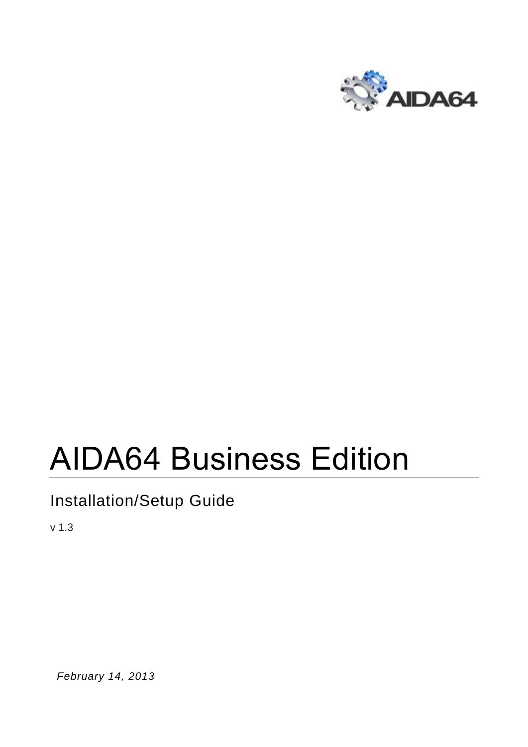# AIDA64 Business Edition

## Installation/Setup Guide

v 1.3

*February 14, 2013*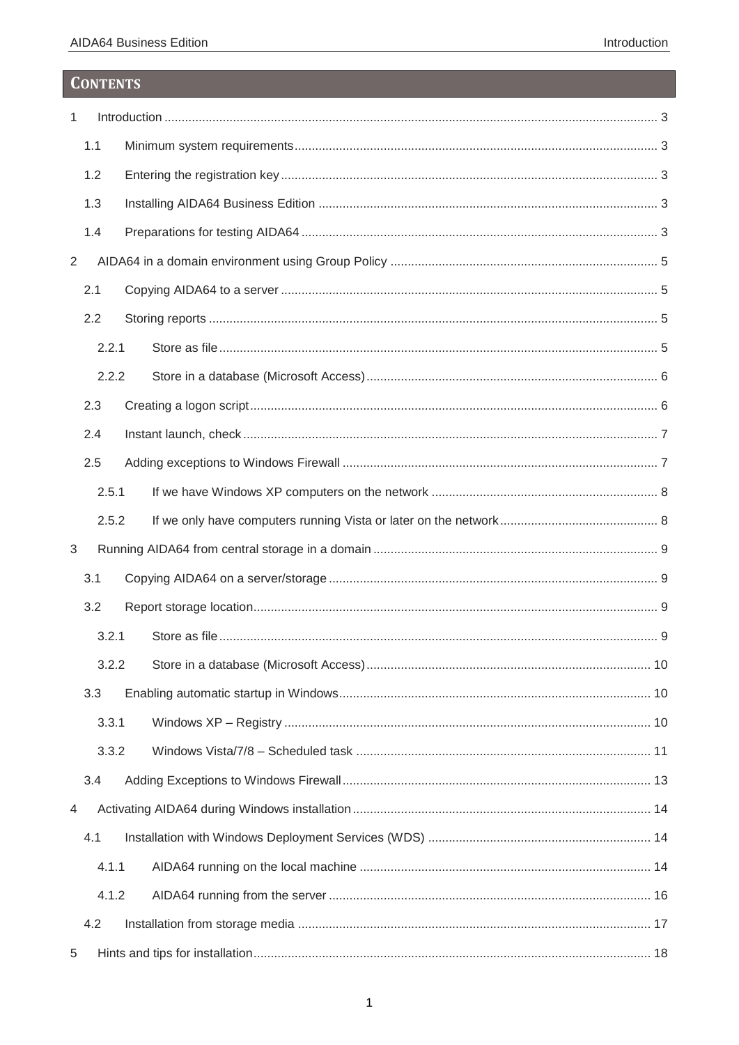## Contents

1 Introduction ........ 3
 1.1 Minimum system requirements ........ 3
 1.2 Entering the registration key ........ 3
 1.3 Installing AIDA64 Business Edition ........ 3
 1.4 Preparations for testing AIDA64 ........ 3
2 AIDA64 in a domain environment using Group Policy ........ 5
 2.1 Copying AIDA64 to a server ........ 5
 2.2 Storing reports ........ 5
  2.2.1 Store as file ........ 5
  2.2.2 Store in a database (Microsoft Access) ........ 6
 2.3 Creating a logon script ........ 6
 2.4 Instant launch, check ........ 7
 2.5 Adding exceptions to Windows Firewall ........ 7
  2.5.1 If we have Windows XP computers on the network ........ 8
  2.5.2 If we only have computers running Vista or later on the network ........ 8
3 Running AIDA64 from central storage in a domain ........ 9
 3.1 Copying AIDA64 on a server/storage ........ 9
 3.2 Report storage location ........ 9
  3.2.1 Store as file ........ 9
  3.2.2 Store in a database (Microsoft Access) ........ 10
 3.3 Enabling automatic startup in Windows ........ 10
  3.3.1 Windows XP – Registry ........ 10
  3.3.2 Windows Vista/7/8 – Scheduled task ........ 11
 3.4 Adding Exceptions to Windows Firewall ........ 13
4 Activating AIDA64 during Windows installation ........ 14
 4.1 Installation with Windows Deployment Services (WDS) ........ 14
  4.1.1 AIDA64 running on the local machine ........ 14
  4.1.2 AIDA64 running from the server ........ 16
 4.2 Installation from storage media ........ 17
5 Hints and tips for installation ........ 18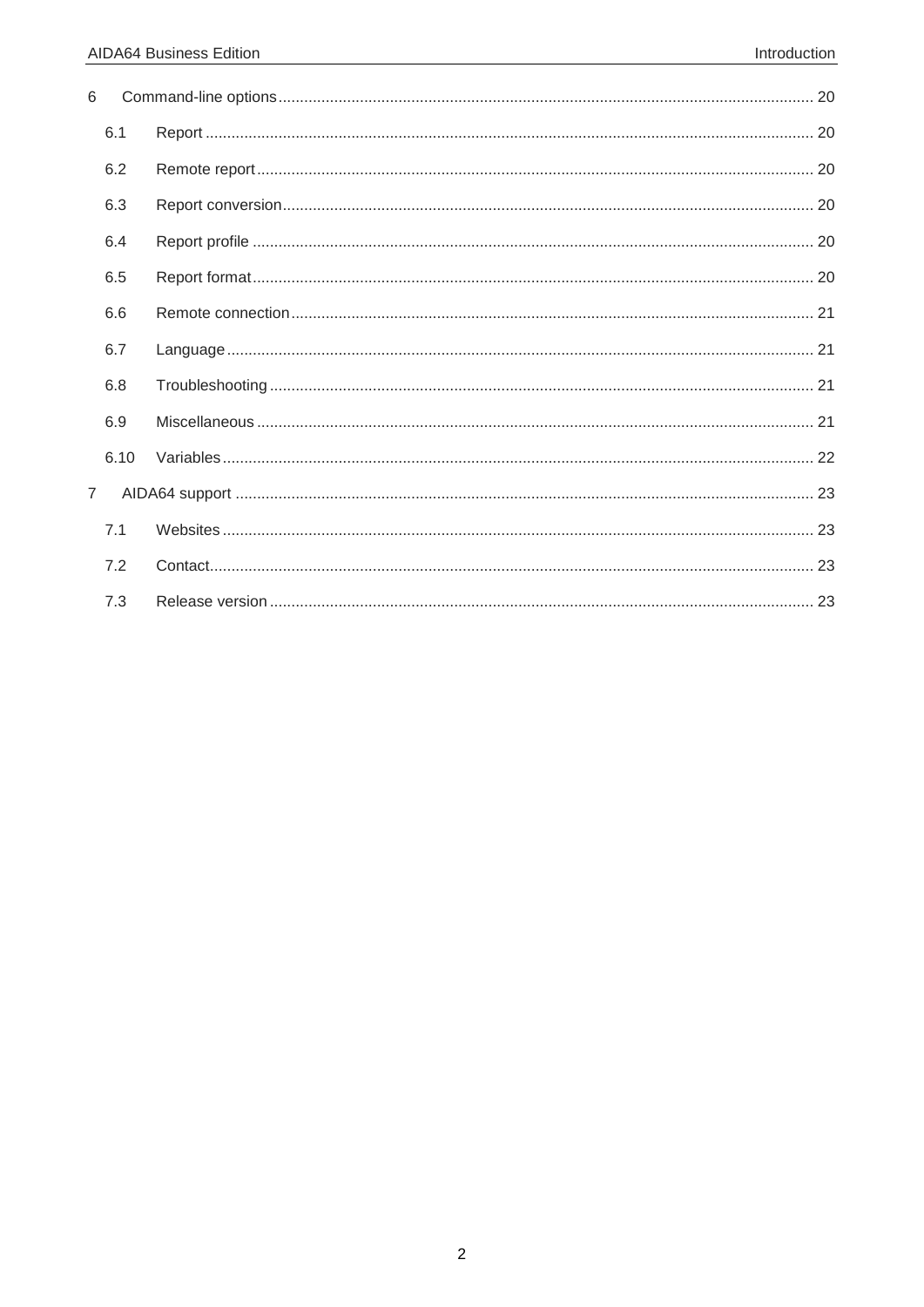6 Command-line options ........ 20

6.1 Report ........ 20

6.2 Remote report ........ 20

6.3 Report conversion ........ 20

6.4 Report profile ........ 20

6.5 Report format ........ 20

6.6 Remote connection ........ 21

6.7 Language ........ 21

6.8 Troubleshooting ........ 21

6.9 Miscellaneous ........ 21

6.10 Variables ........ 22

7 AIDA64 support ........ 23

7.1 Websites ........ 23

7.2 Contact ........ 23

7.3 Release version ........ 23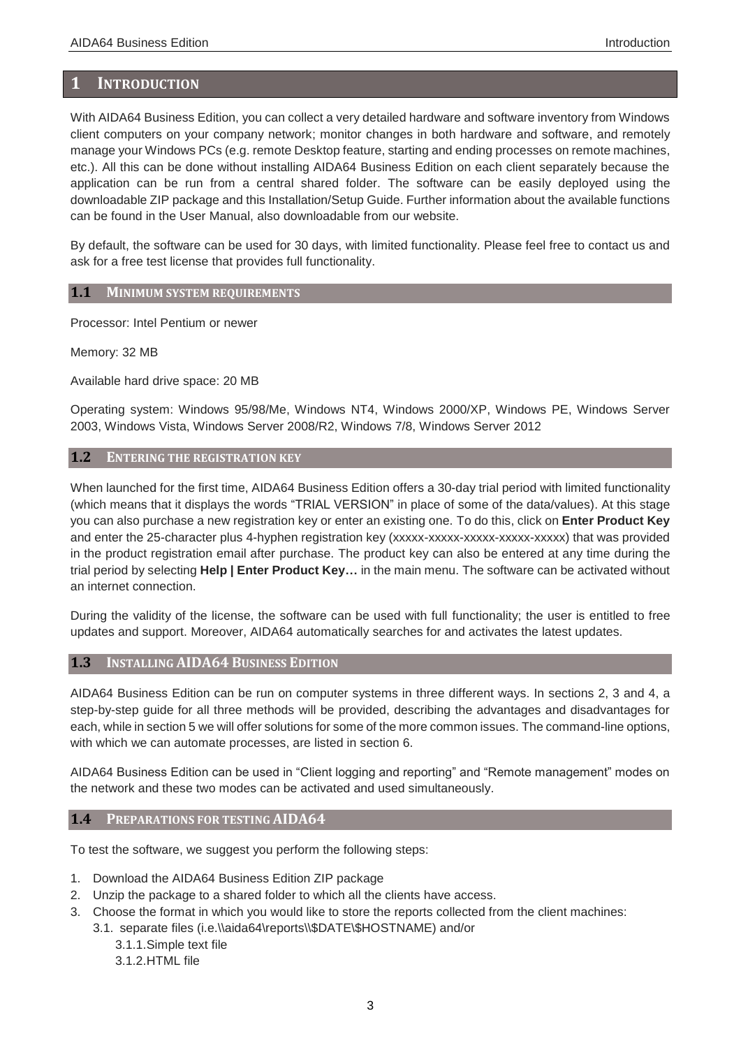# 1 INTRODUCTION

With AIDA64 Business Edition, you can collect a very detailed hardware and software inventory from Windows client computers on your company network; monitor changes in both hardware and software, and remotely manage your Windows PCs (e.g. remote Desktop feature, starting and ending processes on remote machines, etc.). All this can be done without installing AIDA64 Business Edition on each client separately because the application can be run from a central shared folder. The software can be easily deployed using the downloadable ZIP package and this Installation/Setup Guide. Further information about the available functions can be found in the User Manual, also downloadable from our website.

By default, the software can be used for 30 days, with limited functionality. Please feel free to contact us and ask for a free test license that provides full functionality.

## 1.1 MINIMUM SYSTEM REQUIREMENTS

Processor: Intel Pentium or newer

Memory: 32 MB

Available hard drive space: 20 MB

Operating system: Windows 95/98/Me, Windows NT4, Windows 2000/XP, Windows PE, Windows Server 2003, Windows Vista, Windows Server 2008/R2, Windows 7/8, Windows Server 2012

## 1.2 ENTERING THE REGISTRATION KEY

When launched for the first time, AIDA64 Business Edition offers a 30-day trial period with limited functionality (which means that it displays the words "TRIAL VERSION" in place of some of the data/values). At this stage you can also purchase a new registration key or enter an existing one. To do this, click on **Enter Product Key** and enter the 25-character plus 4-hyphen registration key (xxxxx-xxxxx-xxxxx-xxxxx-xxxxx) that was provided in the product registration email after purchase. The product key can also be entered at any time during the trial period by selecting **Help | Enter Product Key…** in the main menu. The software can be activated without an internet connection.

During the validity of the license, the software can be used with full functionality; the user is entitled to free updates and support. Moreover, AIDA64 automatically searches for and activates the latest updates.

## 1.3 INSTALLING AIDA64 BUSINESS EDITION

AIDA64 Business Edition can be run on computer systems in three different ways. In sections 2, 3 and 4, a step-by-step guide for all three methods will be provided, describing the advantages and disadvantages for each, while in section 5 we will offer solutions for some of the more common issues. The command-line options, with which we can automate processes, are listed in section 6.

AIDA64 Business Edition can be used in "Client logging and reporting" and "Remote management" modes on the network and these two modes can be activated and used simultaneously.

## 1.4 PREPARATIONS FOR TESTING AIDA64

To test the software, we suggest you perform the following steps:

1. Download the AIDA64 Business Edition ZIP package
2. Unzip the package to a shared folder to which all the clients have access.
3. Choose the format in which you would like to store the reports collected from the client machines:
   - 3.1. separate files (i.e.\\aida64\reports\\$DATE\$HOSTNAME) and/or
     - 3.1.1. Simple text file
     - 3.1.2. HTML file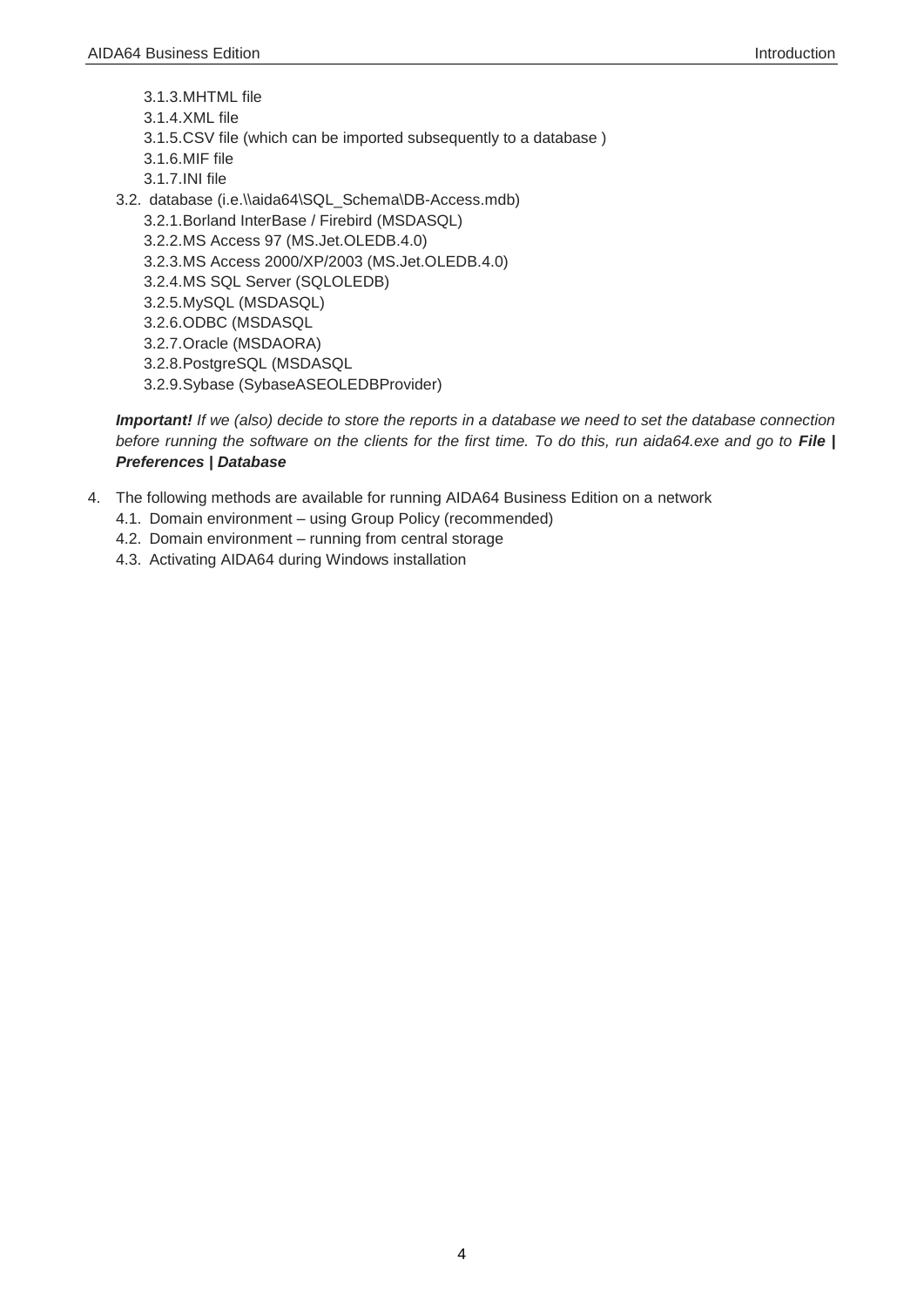- 3.1.3. MHTML file
- 3.1.4. XML file
- 3.1.5. CSV file (which can be imported subsequently to a database )
- 3.1.6. MIF file
- 3.1.7. INI file

3.2. database (i.e.\\aida64\SQL_Schema\DB-Access.mdb)

- 3.2.1. Borland InterBase / Firebird (MSDASQL)
- 3.2.2. MS Access 97 (MS.Jet.OLEDB.4.0)
- 3.2.3. MS Access 2000/XP/2003 (MS.Jet.OLEDB.4.0)
- 3.2.4. MS SQL Server (SQLOLEDB)
- 3.2.5. MySQL (MSDASQL)
- 3.2.6. ODBC (MSDASQL
- 3.2.7. Oracle (MSDAORA)
- 3.2.8. PostgreSQL (MSDASQL
- 3.2.9. Sybase (SybaseASEOLEDBProvider)

***Important!*** *If we (also) decide to store the reports in a database we need to set the database connection before running the software on the clients for the first time. To do this, run aida64.exe and go to* ***File | Preferences | Database***

4. The following methods are available for running AIDA64 Business Edition on a network
   - 4.1. Domain environment – using Group Policy (recommended)
   - 4.2. Domain environment – running from central storage
   - 4.3. Activating AIDA64 during Windows installation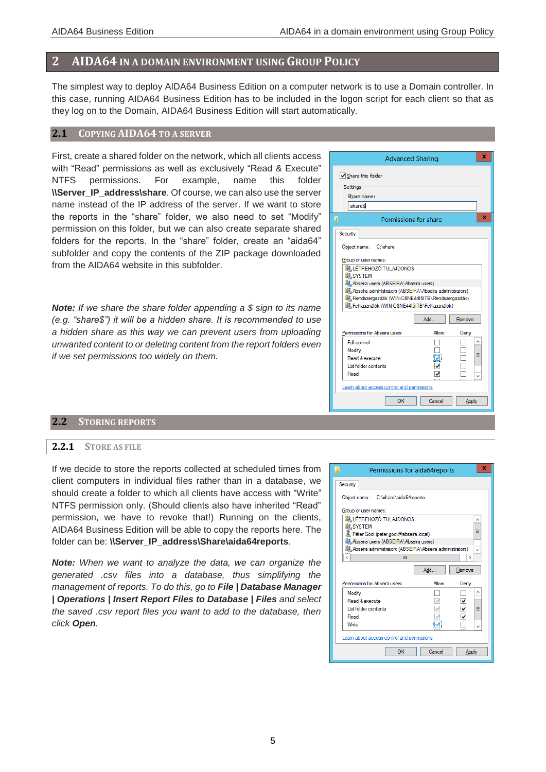# 2 AIDA64 IN A DOMAIN ENVIRONMENT USING GROUP POLICY

The simplest way to deploy AIDA64 Business Edition on a computer network is to use a Domain controller. In this case, running AIDA64 Business Edition has to be included in the logon script for each client so that as they log on to the Domain, AIDA64 Business Edition will start automatically.

## 2.1 COPYING AIDA64 TO A SERVER

First, create a shared folder on the network, which all clients access with "Read" permissions as well as exclusively "Read & Execute" NTFS permissions. For example, name this folder **\\Server_IP_address\share**. Of course, we can also use the server name instead of the IP address of the server. If we want to store the reports in the "share" folder, we also need to set "Modify" permission on this folder, but we can also create separate shared folders for the reports. In the "share" folder, create an "aida64" subfolder and copy the contents of the ZIP package downloaded from the AIDA64 website in this subfolder.

***Note:*** *If we share the share folder appending a $ sign to its name (e.g. "share$") it will be a hidden share. It is recommended to use a hidden share as this way we can prevent users from uploading unwanted content to or deleting content from the report folders even if we set permissions too widely on them.*

## 2.2 STORING REPORTS

### 2.2.1 STORE AS FILE

If we decide to store the reports collected at scheduled times from client computers in individual files rather than in a database, we should create a folder to which all clients have access with "Write" NTFS permission only. (Should clients also have inherited "Read" permission, we have to revoke that!) Running on the clients, AIDA64 Business Edition will be able to copy the reports here. The folder can be: **\\Server_IP_address\Share\aida64reports**.

***Note:*** *When we want to analyze the data, we can organize the generated .csv files into a database, thus simplifying the management of reports. To do this, go to* ***File | Database Manager | Operations | Insert Report Files to Database | Files*** *and select the saved .csv report files you want to add to the database, then click* ***Open****.*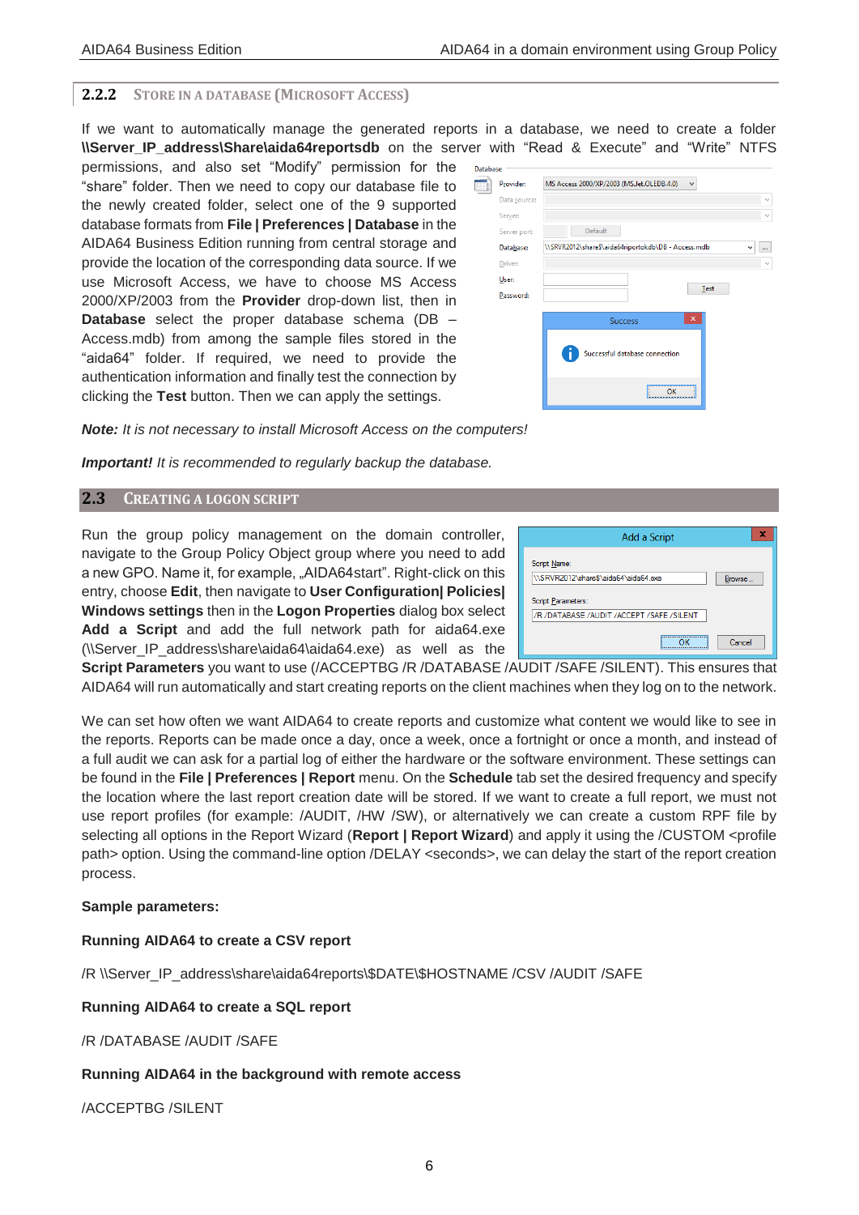### 2.2.2 Store in a database (Microsoft Access)

If we want to automatically manage the generated reports in a database, we need to create a folder **\\Server_IP_address\Share\aida64reportsdb** on the server with "Read & Execute" and "Write" NTFS permissions, and also set "Modify" permission for the "share" folder. Then we need to copy our database file to the newly created folder, select one of the 9 supported database formats from **File | Preferences | Database** in the AIDA64 Business Edition running from central storage and provide the location of the corresponding data source. If we use Microsoft Access, we have to choose MS Access 2000/XP/2003 from the **Provider** drop-down list, then in **Database** select the proper database schema (DB – Access.mdb) from among the sample files stored in the "aida64" folder. If required, we need to provide the authentication information and finally test the connection by clicking the **Test** button. Then we can apply the settings.

***Note:*** *It is not necessary to install Microsoft Access on the computers!*

***Important!*** *It is recommended to regularly backup the database.*

## 2.3 Creating a logon script

Run the group policy management on the domain controller, navigate to the Group Policy Object group where you need to add a new GPO. Name it, for example, „AIDA64start". Right-click on this entry, choose **Edit**, then navigate to **User Configuration| Policies| Windows settings** then in the **Logon Properties** dialog box select **Add a Script** and add the full network path for aida64.exe (\\Server_IP_address\share\aida64\aida64.exe) as well as the **Script Parameters** you want to use (/ACCEPTBG /R /DATABASE /AUDIT /SAFE /SILENT). This ensures that AIDA64 will run automatically and start creating reports on the client machines when they log on to the network.

We can set how often we want AIDA64 to create reports and customize what content we would like to see in the reports. Reports can be made once a day, once a week, once a fortnight or once a month, and instead of a full audit we can ask for a partial log of either the hardware or the software environment. These settings can be found in the **File | Preferences | Report** menu. On the **Schedule** tab set the desired frequency and specify the location where the last report creation date will be stored. If we want to create a full report, we must not use report profiles (for example: /AUDIT, /HW /SW), or alternatively we can create a custom RPF file by selecting all options in the Report Wizard (**Report | Report Wizard**) and apply it using the /CUSTOM <profile path> option. Using the command-line option /DELAY <seconds>, we can delay the start of the report creation process.

**Sample parameters:**

**Running AIDA64 to create a CSV report**

/R \\Server_IP_address\share\aida64reports\$DATE\$HOSTNAME /CSV /AUDIT /SAFE

**Running AIDA64 to create a SQL report**

/R /DATABASE /AUDIT /SAFE

**Running AIDA64 in the background with remote access**

/ACCEPTBG /SILENT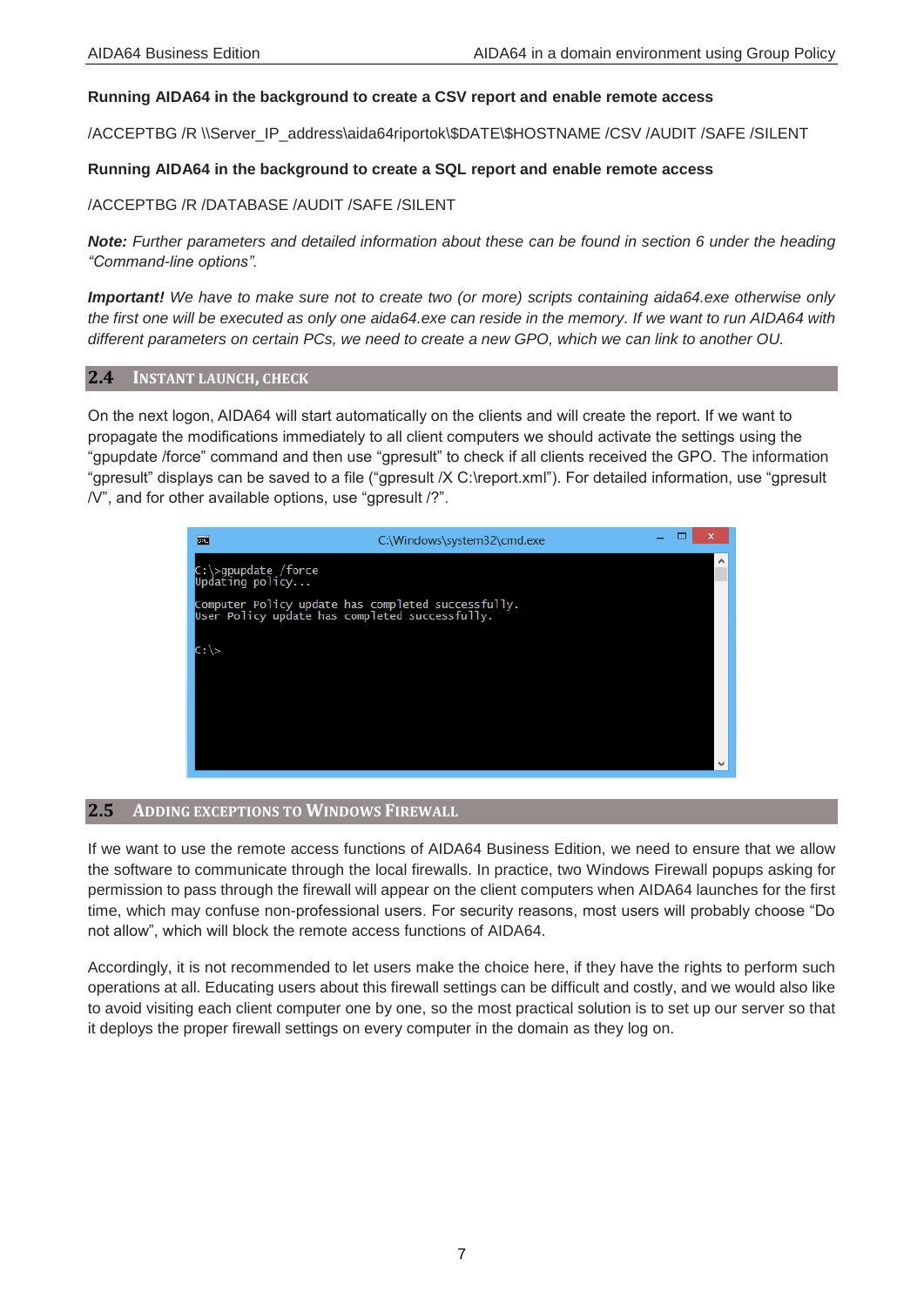**Running AIDA64 in the background to create a CSV report and enable remote access**

/ACCEPTBG /R \\Server_IP_address\aida64riportok\$DATE\$HOSTNAME /CSV /AUDIT /SAFE /SILENT

**Running AIDA64 in the background to create a SQL report and enable remote access**

/ACCEPTBG /R /DATABASE /AUDIT /SAFE /SILENT

***Note:*** *Further parameters and detailed information about these can be found in section 6 under the heading "Command-line options".*

***Important!*** *We have to make sure not to create two (or more) scripts containing aida64.exe otherwise only the first one will be executed as only one aida64.exe can reside in the memory. If we want to run AIDA64 with different parameters on certain PCs, we need to create a new GPO, which we can link to another OU.*

## 2.4 Instant launch, check

On the next logon, AIDA64 will start automatically on the clients and will create the report. If we want to propagate the modifications immediately to all client computers we should activate the settings using the "gpupdate /force" command and then use "gpresult" to check if all clients received the GPO. The information "gpresult" displays can be saved to a file ("gpresult /X C:\report.xml"). For detailed information, use "gpresult /V", and for other available options, use "gpresult /?".

```
C:\>gpupdate /force
Updating policy...

Computer Policy update has completed successfully.
User Policy update has completed successfully.

C:\>
```

## 2.5 Adding exceptions to Windows Firewall

If we want to use the remote access functions of AIDA64 Business Edition, we need to ensure that we allow the software to communicate through the local firewalls. In practice, two Windows Firewall popups asking for permission to pass through the firewall will appear on the client computers when AIDA64 launches for the first time, which may confuse non-professional users. For security reasons, most users will probably choose "Do not allow", which will block the remote access functions of AIDA64.

Accordingly, it is not recommended to let users make the choice here, if they have the rights to perform such operations at all. Educating users about this firewall settings can be difficult and costly, and we would also like to avoid visiting each client computer one by one, so the most practical solution is to set up our server so that it deploys the proper firewall settings on every computer in the domain as they log on.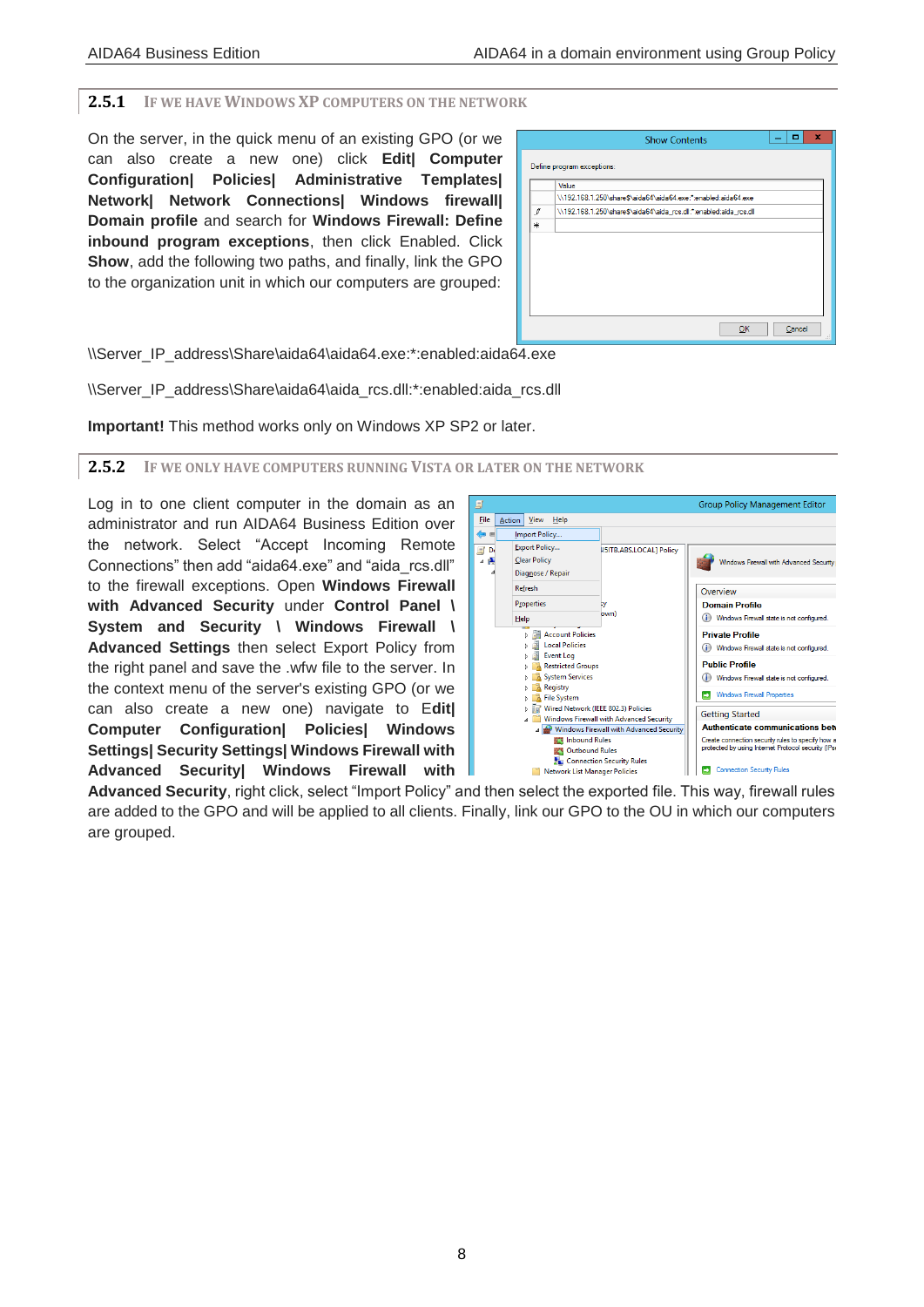### 2.5.1 If we have Windows XP computers on the network

On the server, in the quick menu of an existing GPO (or we can also create a new one) click **Edit| Computer Configuration| Policies| Administrative Templates| Network| Network Connections| Windows firewall| Domain profile** and search for **Windows Firewall: Define inbound program exceptions**, then click Enabled. Click **Show**, add the following two paths, and finally, link the GPO to the organization unit in which our computers are grouped:

\\Server_IP_address\Share\aida64\aida64.exe:*:enabled:aida64.exe

\\Server_IP_address\Share\aida64\aida_rcs.dll:*:enabled:aida_rcs.dll

**Important!** This method works only on Windows XP SP2 or later.

### 2.5.2 If we only have computers running Vista or later on the network

Log in to one client computer in the domain as an administrator and run AIDA64 Business Edition over the network. Select "Accept Incoming Remote Connections" then add "aida64.exe" and "aida_rcs.dll" to the firewall exceptions. Open **Windows Firewall with Advanced Security** under **Control Panel \ System and Security \ Windows Firewall \ Advanced Settings** then select Export Policy from the right panel and save the .wfw file to the server. In the context menu of the server's existing GPO (or we can also create a new one) navigate to **Edit| Computer Configuration| Policies| Windows Settings| Security Settings| Windows Firewall with Advanced Security| Windows Firewall with Advanced Security**, right click, select "Import Policy" and then select the exported file. This way, firewall rules are added to the GPO and will be applied to all clients. Finally, link our GPO to the OU in which our computers are grouped.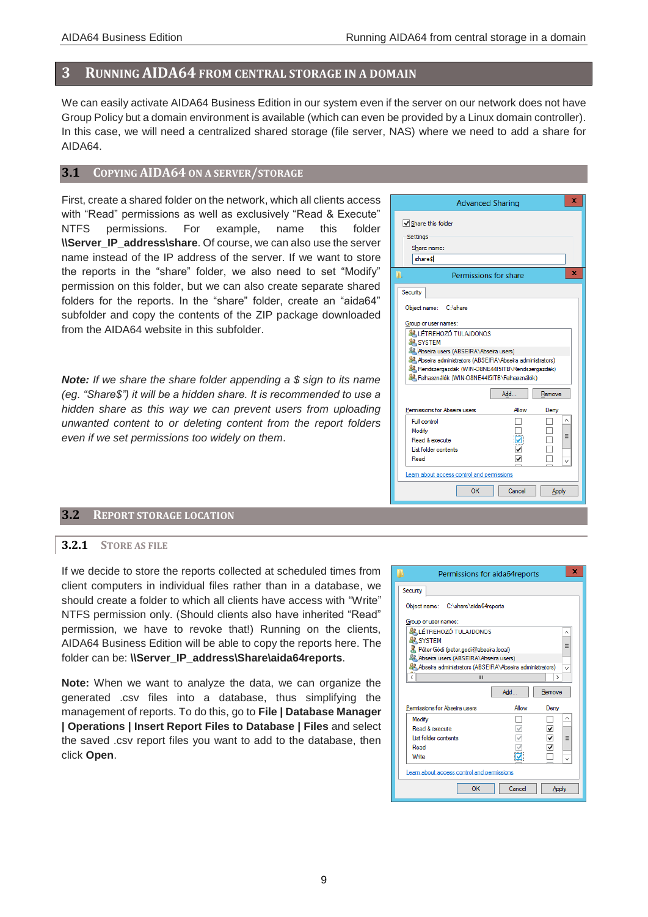# 3 Running AIDA64 from central storage in a domain

We can easily activate AIDA64 Business Edition in our system even if the server on our network does not have Group Policy but a domain environment is available (which can even be provided by a Linux domain controller). In this case, we will need a centralized shared storage (file server, NAS) where we need to add a share for AIDA64.

## 3.1 Copying AIDA64 on a server/storage

First, create a shared folder on the network, which all clients access with "Read" permissions as well as exclusively "Read & Execute" NTFS permissions. For example, name this folder **\\Server_IP_address\share**. Of course, we can also use the server name instead of the IP address of the server. If we want to store the reports in the "share" folder, we also need to set "Modify" permission on this folder, but we can also create separate shared folders for the reports. In the "share" folder, create an "aida64" subfolder and copy the contents of the ZIP package downloaded from the AIDA64 website in this subfolder.

***Note:*** *If we share the share folder appending a $ sign to its name (eg. "Share$") it will be a hidden share. It is recommended to use a hidden share as this way we can prevent users from uploading unwanted content to or deleting content from the report folders even if we set permissions too widely on them.*

## 3.2 Report storage location

### 3.2.1 Store as file

If we decide to store the reports collected at scheduled times from client computers in individual files rather than in a database, we should create a folder to which all clients have access with "Write" NTFS permission only. (Should clients also have inherited "Read" permission, we have to revoke that!) Running on the clients, AIDA64 Business Edition will be able to copy the reports here. The folder can be: **\\Server_IP_address\Share\aida64reports**.

**Note:** When we want to analyze the data, we can organize the generated .csv files into a database, thus simplifying the management of reports. To do this, go to **File | Database Manager | Operations | Insert Report Files to Database | Files** and select the saved .csv report files you want to add to the database, then click **Open**.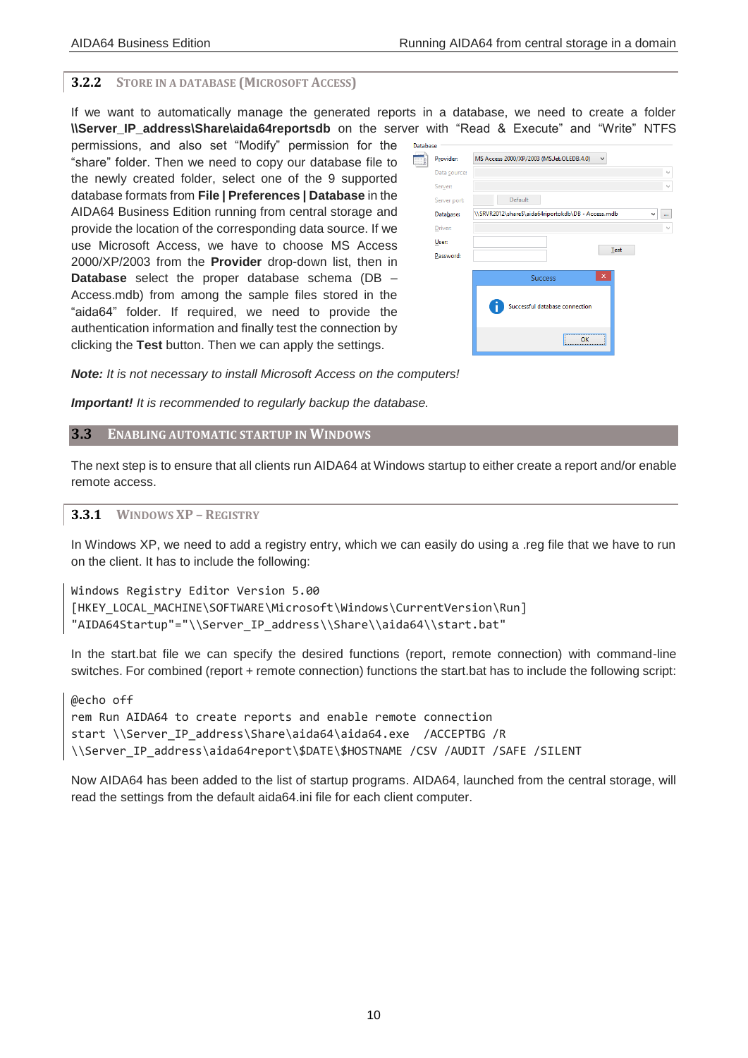### 3.2.2 Store in a database (Microsoft Access)

If we want to automatically manage the generated reports in a database, we need to create a folder **\\Server_IP_address\Share\aida64reportsdb** on the server with "Read & Execute" and "Write" NTFS permissions, and also set "Modify" permission for the "share" folder. Then we need to copy our database file to the newly created folder, select one of the 9 supported database formats from **File | Preferences | Database** in the AIDA64 Business Edition running from central storage and provide the location of the corresponding data source. If we use Microsoft Access, we have to choose MS Access 2000/XP/2003 from the **Provider** drop-down list, then in **Database** select the proper database schema (DB – Access.mdb) from among the sample files stored in the "aida64" folder. If required, we need to provide the authentication information and finally test the connection by clicking the **Test** button. Then we can apply the settings.

***Note:*** *It is not necessary to install Microsoft Access on the computers!*

***Important!*** *It is recommended to regularly backup the database.*

## 3.3 Enabling automatic startup in Windows

The next step is to ensure that all clients run AIDA64 at Windows startup to either create a report and/or enable remote access.

### 3.3.1 Windows XP – Registry

In Windows XP, we need to add a registry entry, which we can easily do using a .reg file that we have to run on the client. It has to include the following:

```
Windows Registry Editor Version 5.00
[HKEY_LOCAL_MACHINE\SOFTWARE\Microsoft\Windows\CurrentVersion\Run]
"AIDA64Startup"="\\Server_IP_address\\Share\\aida64\\start.bat"
```

In the start.bat file we can specify the desired functions (report, remote connection) with command-line switches. For combined (report + remote connection) functions the start.bat has to include the following script:

```
@echo off
rem Run AIDA64 to create reports and enable remote connection
start \\Server_IP_address\Share\aida64\aida64.exe  /ACCEPTBG /R
\\Server_IP_address\aida64report\$DATE\$HOSTNAME /CSV /AUDIT /SAFE /SILENT
```

Now AIDA64 has been added to the list of startup programs. AIDA64, launched from the central storage, will read the settings from the default aida64.ini file for each client computer.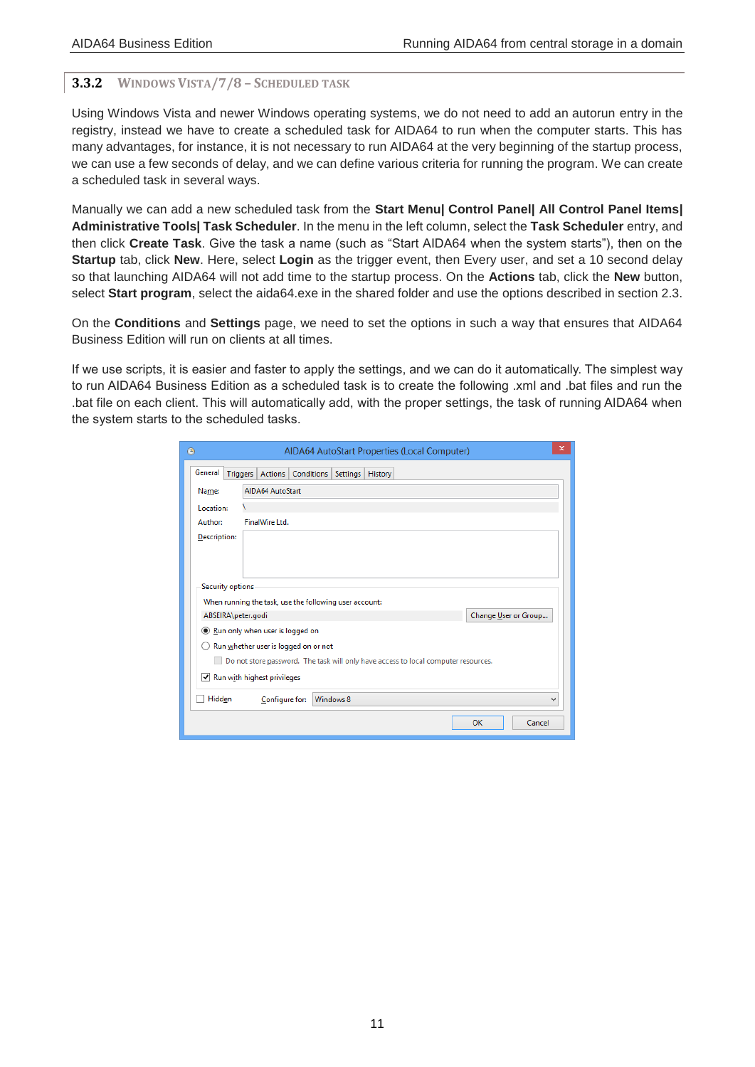### 3.3.2 Windows Vista/7/8 – Scheduled task

Using Windows Vista and newer Windows operating systems, we do not need to add an autorun entry in the registry, instead we have to create a scheduled task for AIDA64 to run when the computer starts. This has many advantages, for instance, it is not necessary to run AIDA64 at the very beginning of the startup process, we can use a few seconds of delay, and we can define various criteria for running the program. We can create a scheduled task in several ways.

Manually we can add a new scheduled task from the **Start Menu| Control Panel| All Control Panel Items| Administrative Tools| Task Scheduler**. In the menu in the left column, select the **Task Scheduler** entry, and then click **Create Task**. Give the task a name (such as "Start AIDA64 when the system starts"), then on the **Startup** tab, click **New**. Here, select **Login** as the trigger event, then Every user, and set a 10 second delay so that launching AIDA64 will not add time to the startup process. On the **Actions** tab, click the **New** button, select **Start program**, select the aida64.exe in the shared folder and use the options described in section 2.3.

On the **Conditions** and **Settings** page, we need to set the options in such a way that ensures that AIDA64 Business Edition will run on clients at all times.

If we use scripts, it is easier and faster to apply the settings, and we can do it automatically. The simplest way to run AIDA64 Business Edition as a scheduled task is to create the following .xml and .bat files and run the .bat file on each client. This will automatically add, with the proper settings, the task of running AIDA64 when the system starts to the scheduled tasks.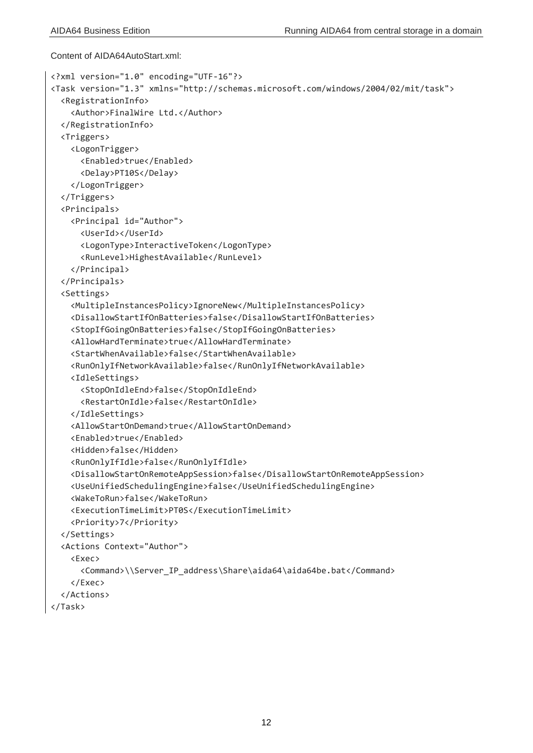Content of AIDA64AutoStart.xml:

```
<?xml version="1.0" encoding="UTF-16"?>
<Task version="1.3" xmlns="http://schemas.microsoft.com/windows/2004/02/mit/task">
  <RegistrationInfo>
    <Author>FinalWire Ltd.</Author>
  </RegistrationInfo>
  <Triggers>
    <LogonTrigger>
      <Enabled>true</Enabled>
      <Delay>PT10S</Delay>
    </LogonTrigger>
  </Triggers>
  <Principals>
    <Principal id="Author">
      <UserId></UserId>
      <LogonType>InteractiveToken</LogonType>
      <RunLevel>HighestAvailable</RunLevel>
    </Principal>
  </Principals>
  <Settings>
    <MultipleInstancesPolicy>IgnoreNew</MultipleInstancesPolicy>
    <DisallowStartIfOnBatteries>false</DisallowStartIfOnBatteries>
    <StopIfGoingOnBatteries>false</StopIfGoingOnBatteries>
    <AllowHardTerminate>true</AllowHardTerminate>
    <StartWhenAvailable>false</StartWhenAvailable>
    <RunOnlyIfNetworkAvailable>false</RunOnlyIfNetworkAvailable>
    <IdleSettings>
      <StopOnIdleEnd>false</StopOnIdleEnd>
      <RestartOnIdle>false</RestartOnIdle>
    </IdleSettings>
    <AllowStartOnDemand>true</AllowStartOnDemand>
    <Enabled>true</Enabled>
    <Hidden>false</Hidden>
    <RunOnlyIfIdle>false</RunOnlyIfIdle>
    <DisallowStartOnRemoteAppSession>false</DisallowStartOnRemoteAppSession>
    <UseUnifiedSchedulingEngine>false</UseUnifiedSchedulingEngine>
    <WakeToRun>false</WakeToRun>
    <ExecutionTimeLimit>PT0S</ExecutionTimeLimit>
    <Priority>7</Priority>
  </Settings>
  <Actions Context="Author">
    <Exec>
      <Command>\\Server_IP_address\Share\aida64\aida64be.bat</Command>
    </Exec>
  </Actions>
</Task>
```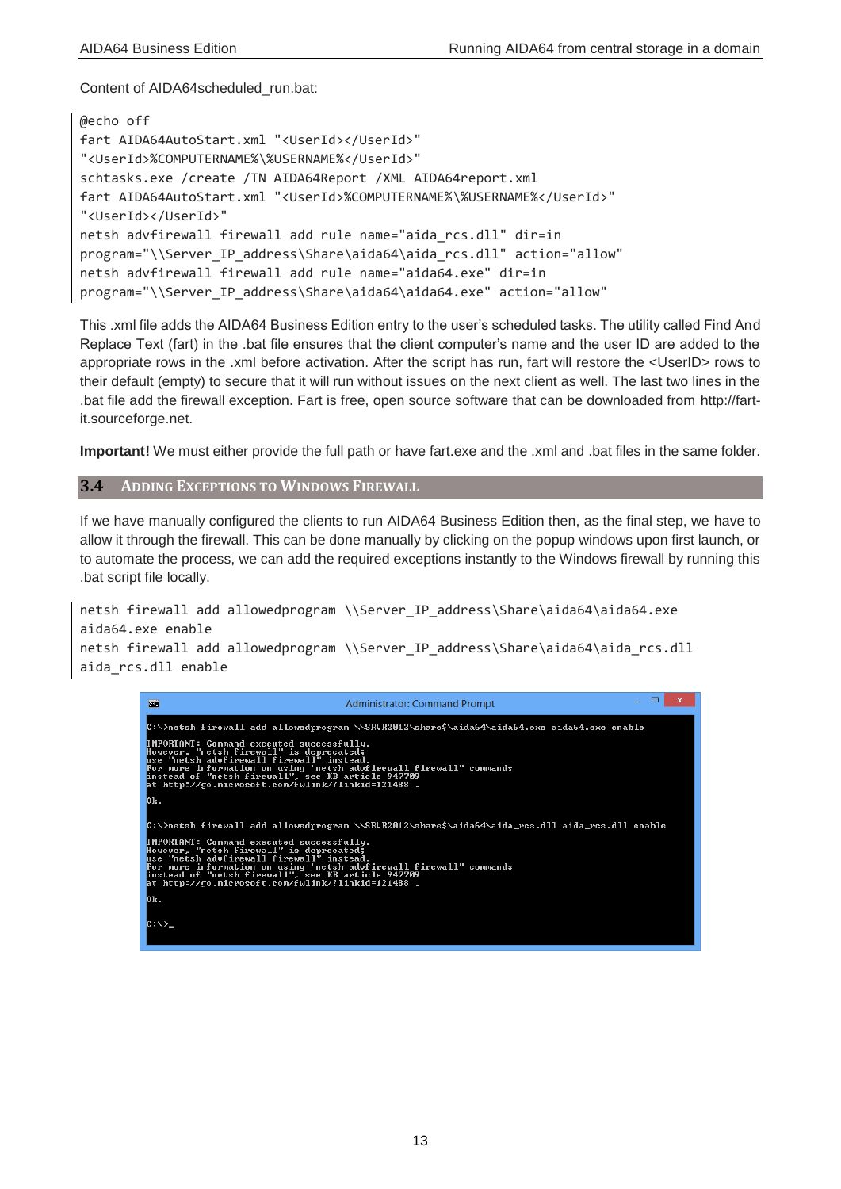Content of AIDA64scheduled_run.bat:

```
@echo off
fart AIDA64AutoStart.xml "<UserId></UserId>"
"<UserId>%COMPUTERNAME%\%USERNAME%</UserId>"
schtasks.exe /create /TN AIDA64Report /XML AIDA64report.xml
fart AIDA64AutoStart.xml "<UserId>%COMPUTERNAME%\%USERNAME%</UserId>"
"<UserId></UserId>"
netsh advfirewall firewall add rule name="aida_rcs.dll" dir=in
program="\\Server_IP_address\Share\aida64\aida_rcs.dll" action="allow"
netsh advfirewall firewall add rule name="aida64.exe" dir=in
program="\\Server_IP_address\Share\aida64\aida64.exe" action="allow"
```

This .xml file adds the AIDA64 Business Edition entry to the user's scheduled tasks. The utility called Find And Replace Text (fart) in the .bat file ensures that the client computer's name and the user ID are added to the appropriate rows in the .xml before activation. After the script has run, fart will restore the <UserID> rows to their default (empty) to secure that it will run without issues on the next client as well. The last two lines in the .bat file add the firewall exception. Fart is free, open source software that can be downloaded from http://fart-it.sourceforge.net.

**Important!** We must either provide the full path or have fart.exe and the .xml and .bat files in the same folder.

## 3.4 Adding Exceptions to Windows Firewall

If we have manually configured the clients to run AIDA64 Business Edition then, as the final step, we have to allow it through the firewall. This can be done manually by clicking on the popup windows upon first launch, or to automate the process, we can add the required exceptions instantly to the Windows firewall by running this .bat script file locally.

```
netsh firewall add allowedprogram \\Server_IP_address\Share\aida64\aida64.exe
aida64.exe enable
netsh firewall add allowedprogram \\Server_IP_address\Share\aida64\aida_rcs.dll
aida_rcs.dll enable
```

```
Administrator: Command Prompt

C:\>netsh firewall add allowedprogram \\SRVR2012\share$\aida64\aida64.exe aida64.exe enable

IMPORTANT: Command executed successfully.
However, "netsh firewall" is deprecated;
use "netsh advfirewall firewall" instead.
For more information on using "netsh advfirewall firewall" commands
instead of "netsh firewall", see KB article 947709
at http://go.microsoft.com/fwlink/?linkid=121488 .

Ok.

C:\>netsh firewall add allowedprogram \\SRVR2012\share$\aida64\aida_rcs.dll aida_rcs.dll enable

IMPORTANT: Command executed successfully.
However, "netsh firewall" is deprecated;
use "netsh advfirewall firewall" instead.
For more information on using "netsh advfirewall firewall" commands
instead of "netsh firewall", see KB article 947709
at http://go.microsoft.com/fwlink/?linkid=121488 .

Ok.

C:\>_
```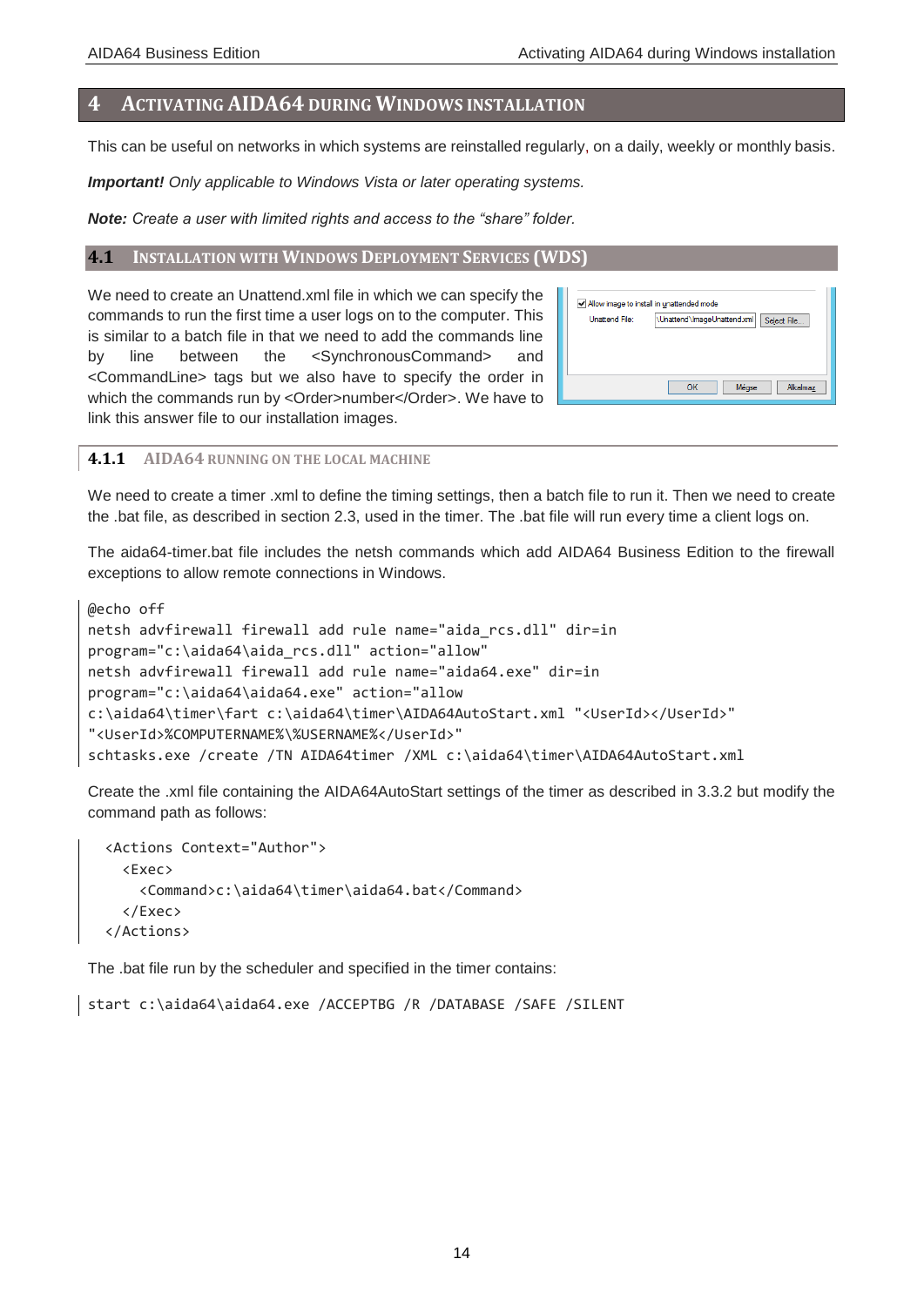## 4 Activating AIDA64 during Windows installation

This can be useful on networks in which systems are reinstalled regularly, on a daily, weekly or monthly basis.

***Important!*** *Only applicable to Windows Vista or later operating systems.*

***Note:*** *Create a user with limited rights and access to the “share” folder.*

### 4.1 Installation with Windows Deployment Services (WDS)

We need to create an Unattend.xml file in which we can specify the commands to run the first time a user logs on to the computer. This is similar to a batch file in that we need to add the commands line by line between the <SynchronousCommand> and <CommandLine> tags but we also have to specify the order in which the commands run by <Order>number</Order>. We have to link this answer file to our installation images.

#### 4.1.1 AIDA64 running on the local machine

We need to create a timer .xml to define the timing settings, then a batch file to run it. Then we need to create the .bat file, as described in section 2.3, used in the timer. The .bat file will run every time a client logs on.

The aida64-timer.bat file includes the netsh commands which add AIDA64 Business Edition to the firewall exceptions to allow remote connections in Windows.

```
@echo off
netsh advfirewall firewall add rule name="aida_rcs.dll" dir=in
program="c:\aida64\aida_rcs.dll" action="allow"
netsh advfirewall firewall add rule name="aida64.exe" dir=in
program="c:\aida64\aida64.exe" action="allow
c:\aida64\timer\fart c:\aida64\timer\AIDA64AutoStart.xml "<UserId></UserId>"
"<UserId>%COMPUTERNAME%\%USERNAME%</UserId>"
schtasks.exe /create /TN AIDA64timer /XML c:\aida64\timer\AIDA64AutoStart.xml
```

Create the .xml file containing the AIDA64AutoStart settings of the timer as described in 3.3.2 but modify the command path as follows:

```
  <Actions Context="Author">
    <Exec>
      <Command>c:\aida64\timer\aida64.bat</Command>
    </Exec>
  </Actions>
```

The .bat file run by the scheduler and specified in the timer contains:

```
start c:\aida64\aida64.exe /ACCEPTBG /R /DATABASE /SAFE /SILENT
```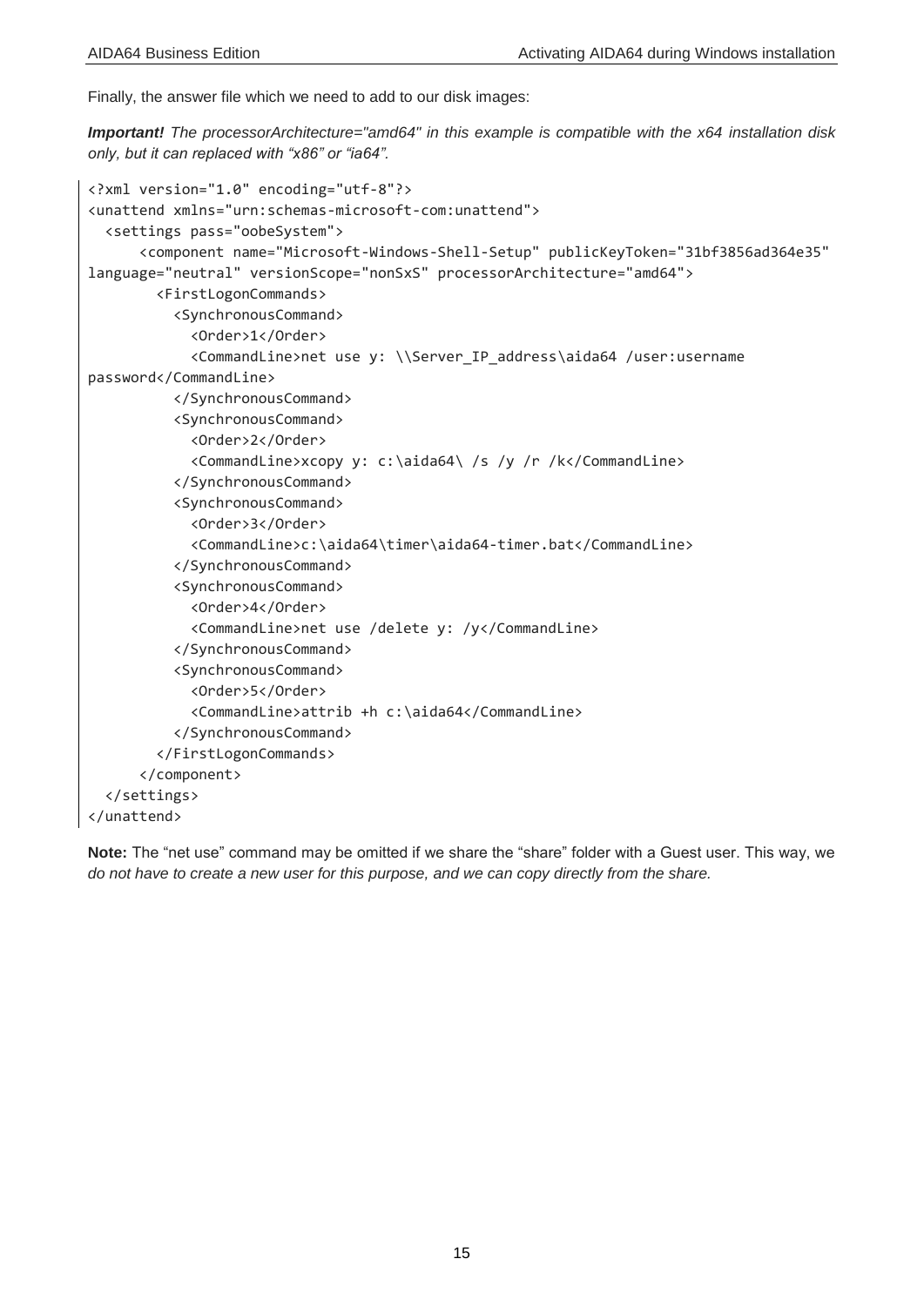Finally, the answer file which we need to add to our disk images:

***Important!*** *The processorArchitecture="amd64" in this example is compatible with the x64 installation disk only, but it can replaced with “x86” or “ia64”.*

```
<?xml version="1.0" encoding="utf-8"?>
<unattend xmlns="urn:schemas-microsoft-com:unattend">
  <settings pass="oobeSystem">
      <component name="Microsoft-Windows-Shell-Setup" publicKeyToken="31bf3856ad364e35"
language="neutral" versionScope="nonSxS" processorArchitecture="amd64">
        <FirstLogonCommands>
          <SynchronousCommand>
            <Order>1</Order>
            <CommandLine>net use y: \\Server_IP_address\aida64 /user:username
password</CommandLine>
          </SynchronousCommand>
          <SynchronousCommand>
            <Order>2</Order>
            <CommandLine>xcopy y: c:\aida64\ /s /y /r /k</CommandLine>
          </SynchronousCommand>
          <SynchronousCommand>
            <Order>3</Order>
            <CommandLine>c:\aida64\timer\aida64-timer.bat</CommandLine>
          </SynchronousCommand>
          <SynchronousCommand>
            <Order>4</Order>
            <CommandLine>net use /delete y: /y</CommandLine>
          </SynchronousCommand>
          <SynchronousCommand>
            <Order>5</Order>
            <CommandLine>attrib +h c:\aida64</CommandLine>
          </SynchronousCommand>
        </FirstLogonCommands>
      </component>
  </settings>
</unattend>
```

**Note:** The “net use” command may be omitted if we share the “share” folder with a Guest user. This way, we *do not have to create a new user for this purpose, and we can copy directly from the share.*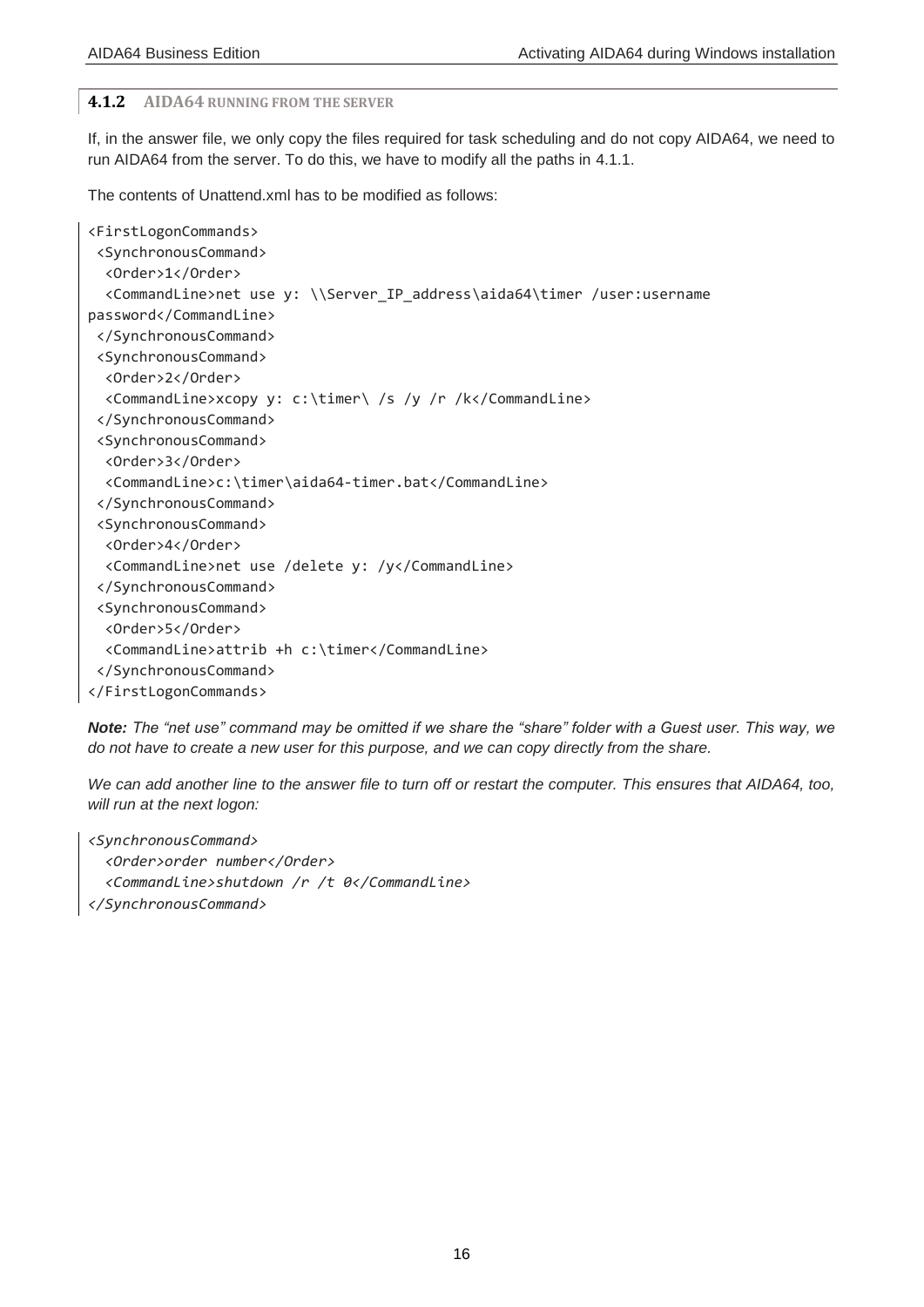#### 4.1.2 AIDA64 RUNNING FROM THE SERVER

If, in the answer file, we only copy the files required for task scheduling and do not copy AIDA64, we need to run AIDA64 from the server. To do this, we have to modify all the paths in 4.1.1.

The contents of Unattend.xml has to be modified as follows:

```
<FirstLogonCommands>
 <SynchronousCommand>
  <Order>1</Order>
  <CommandLine>net use y: \\Server_IP_address\aida64\timer /user:username 
password</CommandLine>
 </SynchronousCommand>
 <SynchronousCommand>
  <Order>2</Order>
  <CommandLine>xcopy y: c:\timer\ /s /y /r /k</CommandLine>
 </SynchronousCommand>
 <SynchronousCommand>
  <Order>3</Order>
  <CommandLine>c:\timer\aida64-timer.bat</CommandLine>
 </SynchronousCommand>
 <SynchronousCommand>
  <Order>4</Order>
  <CommandLine>net use /delete y: /y</CommandLine>
 </SynchronousCommand>
 <SynchronousCommand>
  <Order>5</Order>
  <CommandLine>attrib +h c:\timer</CommandLine>
 </SynchronousCommand>
</FirstLogonCommands>
```

***Note:*** *The "net use" command may be omitted if we share the "share" folder with a Guest user. This way, we do not have to create a new user for this purpose, and we can copy directly from the share.*

*We can add another line to the answer file to turn off or restart the computer. This ensures that AIDA64, too, will run at the next logon:*

```
<SynchronousCommand>
  <Order>order number</Order>
  <CommandLine>shutdown /r /t 0</CommandLine>
</SynchronousCommand>
```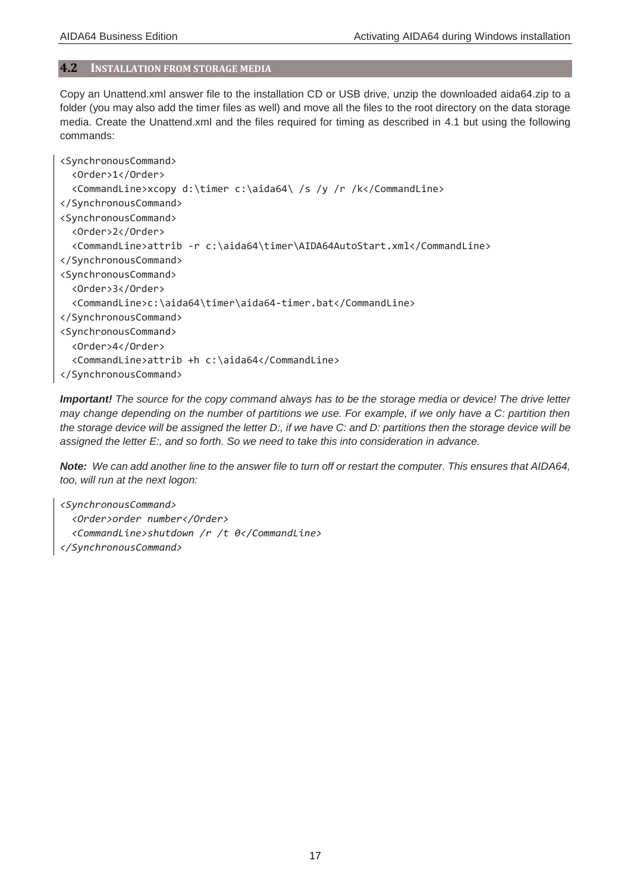## 4.2 INSTALLATION FROM STORAGE MEDIA

Copy an Unattend.xml answer file to the installation CD or USB drive, unzip the downloaded aida64.zip to a folder (you may also add the timer files as well) and move all the files to the root directory on the data storage media. Create the Unattend.xml and the files required for timing as described in 4.1 but using the following commands:

```
<SynchronousCommand>
  <Order>1</Order>
  <CommandLine>xcopy d:\timer c:\aida64\ /s /y /r /k</CommandLine>
</SynchronousCommand>
<SynchronousCommand>
  <Order>2</Order>
  <CommandLine>attrib -r c:\aida64\timer\AIDA64AutoStart.xml</CommandLine>
</SynchronousCommand>
<SynchronousCommand>
  <Order>3</Order>
  <CommandLine>c:\aida64\timer\aida64-timer.bat</CommandLine>
</SynchronousCommand>
<SynchronousCommand>
  <Order>4</Order>
  <CommandLine>attrib +h c:\aida64</CommandLine>
</SynchronousCommand>
```

***Important!*** *The source for the copy command always has to be the storage media or device! The drive letter may change depending on the number of partitions we use. For example, if we only have a C: partition then the storage device will be assigned the letter D:, if we have C: and D: partitions then the storage device will be assigned the letter E:, and so forth. So we need to take this into consideration in advance.*

***Note:*** *We can add another line to the answer file to turn off or restart the computer. This ensures that AIDA64, too, will run at the next logon:*

```
<SynchronousCommand>
  <Order>order number</Order>
  <CommandLine>shutdown /r /t 0</CommandLine>
</SynchronousCommand>
```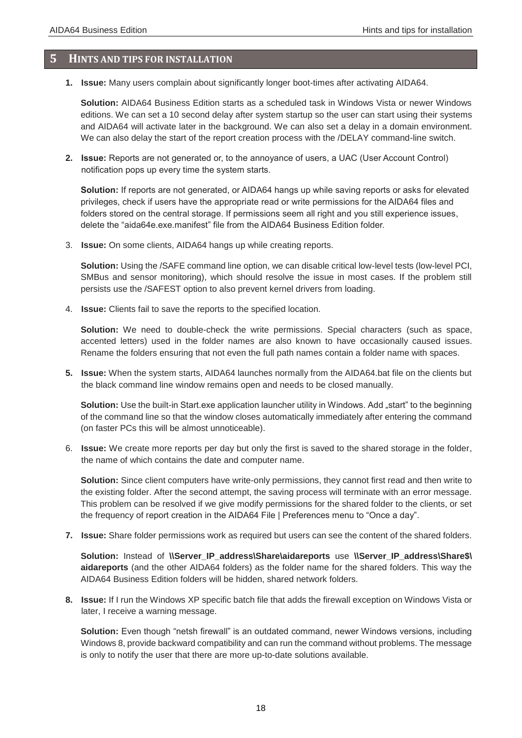## 5 HINTS AND TIPS FOR INSTALLATION

1. **Issue:** Many users complain about significantly longer boot-times after activating AIDA64.

   **Solution:** AIDA64 Business Edition starts as a scheduled task in Windows Vista or newer Windows editions. We can set a 10 second delay after system startup so the user can start using their systems and AIDA64 will activate later in the background. We can also set a delay in a domain environment. We can also delay the start of the report creation process with the /DELAY command-line switch.

2. **Issue:** Reports are not generated or, to the annoyance of users, a UAC (User Account Control) notification pops up every time the system starts.

   **Solution:** If reports are not generated, or AIDA64 hangs up while saving reports or asks for elevated privileges, check if users have the appropriate read or write permissions for the AIDA64 files and folders stored on the central storage. If permissions seem all right and you still experience issues, delete the "aida64e.exe.manifest" file from the AIDA64 Business Edition folder.

3. **Issue:** On some clients, AIDA64 hangs up while creating reports.

   **Solution:** Using the /SAFE command line option, we can disable critical low-level tests (low-level PCI, SMBus and sensor monitoring), which should resolve the issue in most cases. If the problem still persists use the /SAFEST option to also prevent kernel drivers from loading.

4. **Issue:** Clients fail to save the reports to the specified location.

   **Solution:** We need to double-check the write permissions. Special characters (such as space, accented letters) used in the folder names are also known to have occasionally caused issues. Rename the folders ensuring that not even the full path names contain a folder name with spaces.

5. **Issue:** When the system starts, AIDA64 launches normally from the AIDA64.bat file on the clients but the black command line window remains open and needs to be closed manually.

   **Solution:** Use the built-in Start.exe application launcher utility in Windows. Add „start" to the beginning of the command line so that the window closes automatically immediately after entering the command (on faster PCs this will be almost unnoticeable).

6. **Issue:** We create more reports per day but only the first is saved to the shared storage in the folder, the name of which contains the date and computer name.

   **Solution:** Since client computers have write-only permissions, they cannot first read and then write to the existing folder. After the second attempt, the saving process will terminate with an error message. This problem can be resolved if we give modify permissions for the shared folder to the clients, or set the frequency of report creation in the AIDA64 File | Preferences menu to "Once a day".

7. **Issue:** Share folder permissions work as required but users can see the content of the shared folders.

   **Solution:** Instead of **\\Server_IP_address\Share\aidareports** use **\\Server_IP_address\Share$\aidareports** (and the other AIDA64 folders) as the folder name for the shared folders. This way the AIDA64 Business Edition folders will be hidden, shared network folders.

8. **Issue:** If I run the Windows XP specific batch file that adds the firewall exception on Windows Vista or later, I receive a warning message.

   **Solution:** Even though "netsh firewall" is an outdated command, newer Windows versions, including Windows 8, provide backward compatibility and can run the command without problems. The message is only to notify the user that there are more up-to-date solutions available.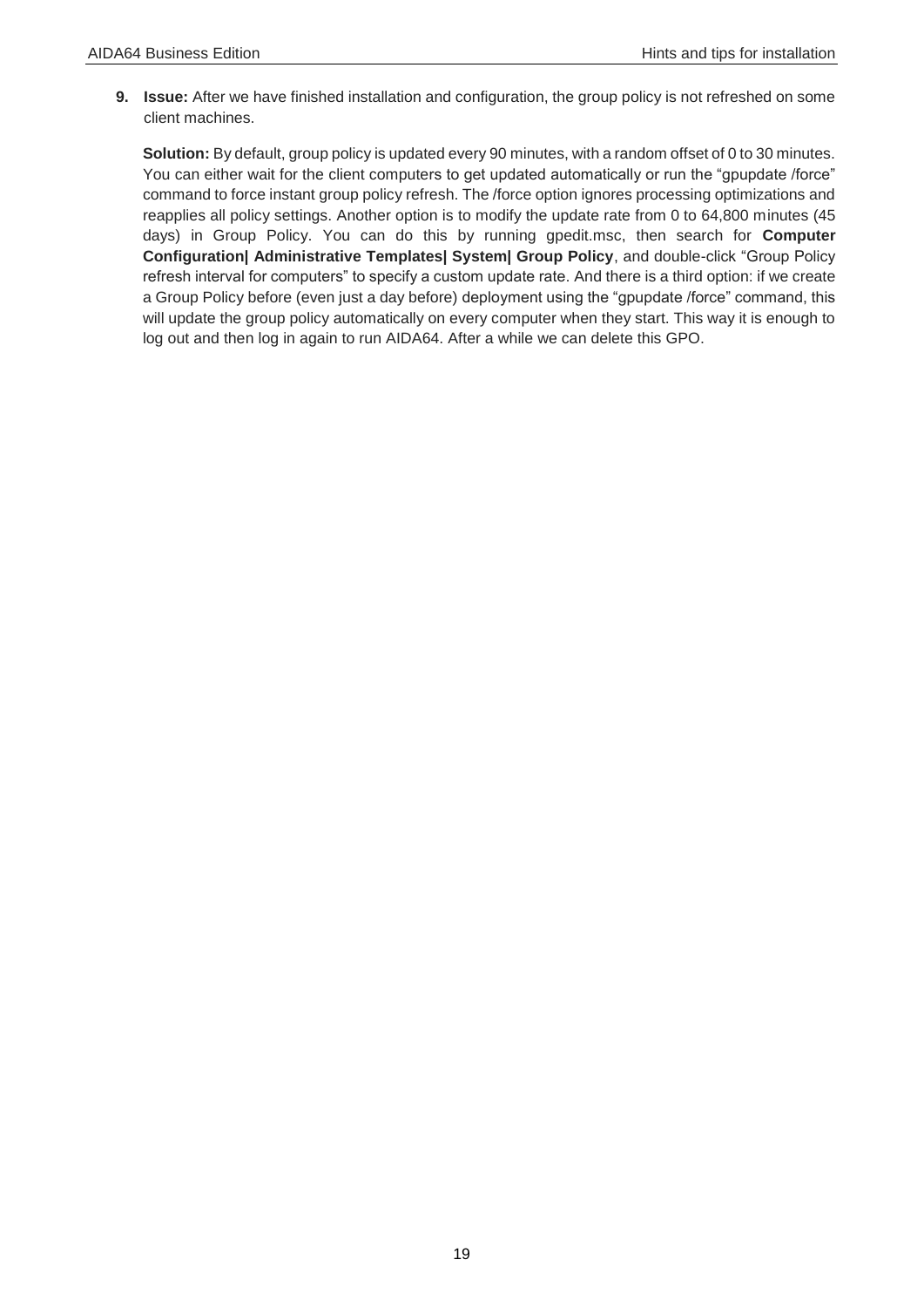9. **Issue:** After we have finished installation and configuration, the group policy is not refreshed on some client machines.

   **Solution:** By default, group policy is updated every 90 minutes, with a random offset of 0 to 30 minutes. You can either wait for the client computers to get updated automatically or run the "gpupdate /force" command to force instant group policy refresh. The /force option ignores processing optimizations and reapplies all policy settings. Another option is to modify the update rate from 0 to 64,800 minutes (45 days) in Group Policy. You can do this by running gpedit.msc, then search for **Computer Configuration| Administrative Templates| System| Group Policy**, and double-click "Group Policy refresh interval for computers" to specify a custom update rate. And there is a third option: if we create a Group Policy before (even just a day before) deployment using the "gpupdate /force" command, this will update the group policy automatically on every computer when they start. This way it is enough to log out and then log in again to run AIDA64. After a while we can delete this GPO.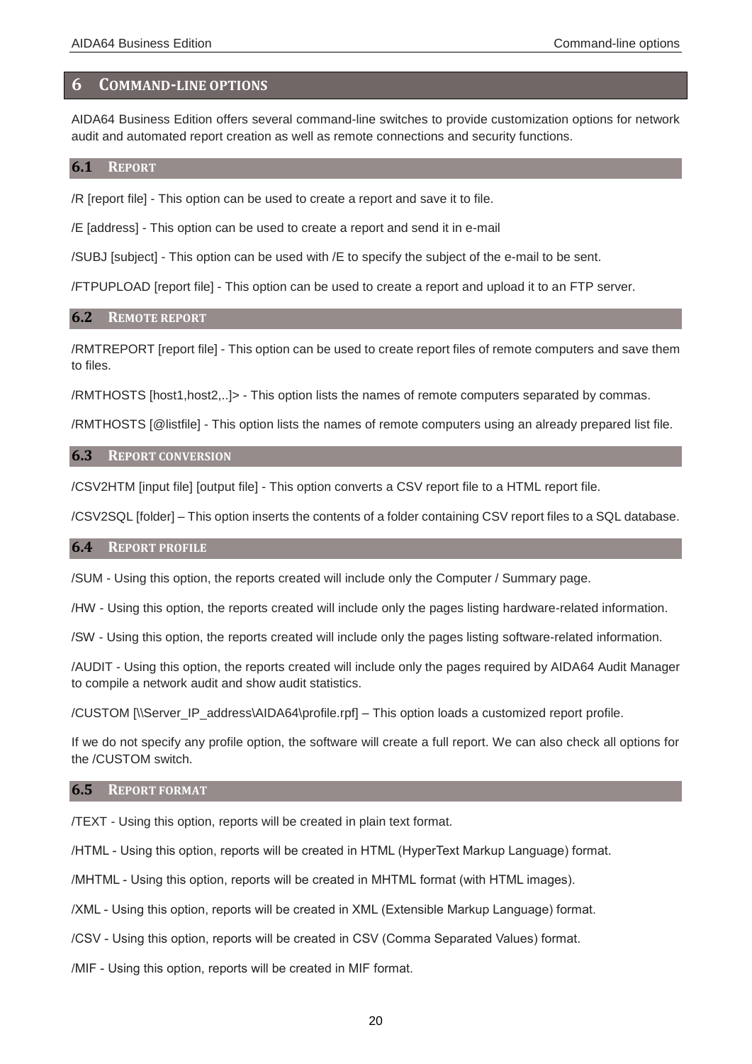# 6 COMMAND-LINE OPTIONS

AIDA64 Business Edition offers several command-line switches to provide customization options for network audit and automated report creation as well as remote connections and security functions.

## 6.1 REPORT

/R [report file] - This option can be used to create a report and save it to file.

/E [address] - This option can be used to create a report and send it in e-mail

/SUBJ [subject] - This option can be used with /E to specify the subject of the e-mail to be sent.

/FTPUPLOAD [report file] - This option can be used to create a report and upload it to an FTP server.

## 6.2 REMOTE REPORT

/RMTREPORT [report file] - This option can be used to create report files of remote computers and save them to files.

/RMTHOSTS [host1,host2,..]> - This option lists the names of remote computers separated by commas.

/RMTHOSTS [@listfile] - This option lists the names of remote computers using an already prepared list file.

## 6.3 REPORT CONVERSION

/CSV2HTM [input file] [output file] - This option converts a CSV report file to a HTML report file.

/CSV2SQL [folder] – This option inserts the contents of a folder containing CSV report files to a SQL database.

## 6.4 REPORT PROFILE

/SUM - Using this option, the reports created will include only the Computer / Summary page.

/HW - Using this option, the reports created will include only the pages listing hardware-related information.

/SW - Using this option, the reports created will include only the pages listing software-related information.

/AUDIT - Using this option, the reports created will include only the pages required by AIDA64 Audit Manager to compile a network audit and show audit statistics.

/CUSTOM [\\Server_IP_address\AIDA64\profile.rpf] – This option loads a customized report profile.

If we do not specify any profile option, the software will create a full report. We can also check all options for the /CUSTOM switch.

## 6.5 REPORT FORMAT

/TEXT - Using this option, reports will be created in plain text format.

/HTML - Using this option, reports will be created in HTML (HyperText Markup Language) format.

/MHTML - Using this option, reports will be created in MHTML format (with HTML images).

/XML - Using this option, reports will be created in XML (Extensible Markup Language) format.

/CSV - Using this option, reports will be created in CSV (Comma Separated Values) format.

/MIF - Using this option, reports will be created in MIF format.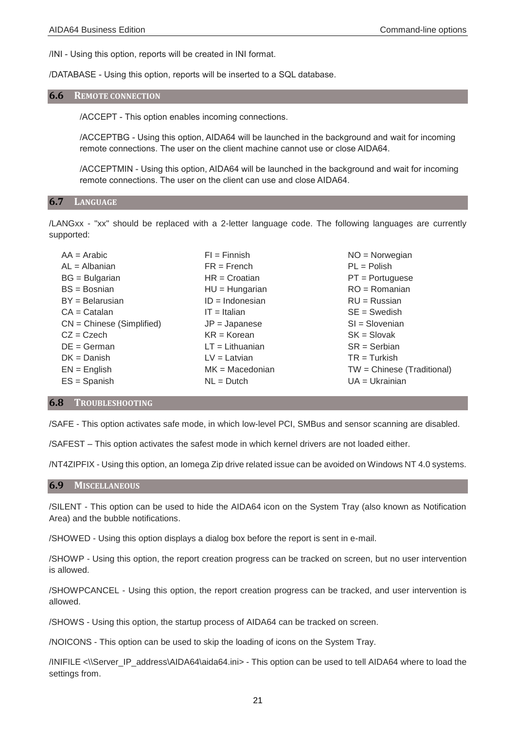/INI - Using this option, reports will be created in INI format.

/DATABASE - Using this option, reports will be inserted to a SQL database.

## 6.6 Remote Connection

/ACCEPT - This option enables incoming connections.

/ACCEPTBG - Using this option, AIDA64 will be launched in the background and wait for incoming remote connections. The user on the client machine cannot use or close AIDA64.

/ACCEPTMIN - Using this option, AIDA64 will be launched in the background and wait for incoming remote connections. The user on the client can use and close AIDA64.

## 6.7 Language

/LANGxx - "xx" should be replaced with a 2-letter language code. The following languages are currently supported:

| | | |
|---|---|---|
| AA = Arabic | FI = Finnish | NO = Norwegian |
| AL = Albanian | FR = French | PL = Polish |
| BG = Bulgarian | HR = Croatian | PT = Portuguese |
| BS = Bosnian | HU = Hungarian | RO = Romanian |
| BY = Belarusian | ID = Indonesian | RU = Russian |
| CA = Catalan | IT = Italian | SE = Swedish |
| CN = Chinese (Simplified) | JP = Japanese | SI = Slovenian |
| CZ = Czech | KR = Korean | SK = Slovak |
| DE = German | LT = Lithuanian | SR = Serbian |
| DK = Danish | LV = Latvian | TR = Turkish |
| EN = English | MK = Macedonian | TW = Chinese (Traditional) |
| ES = Spanish | NL = Dutch | UA = Ukrainian |

## 6.8 Troubleshooting

/SAFE - This option activates safe mode, in which low-level PCI, SMBus and sensor scanning are disabled.

/SAFEST – This option activates the safest mode in which kernel drivers are not loaded either.

/NT4ZIPFIX - Using this option, an Iomega Zip drive related issue can be avoided on Windows NT 4.0 systems.

## 6.9 Miscellaneous

/SILENT - This option can be used to hide the AIDA64 icon on the System Tray (also known as Notification Area) and the bubble notifications.

/SHOWED - Using this option displays a dialog box before the report is sent in e-mail.

/SHOWP - Using this option, the report creation progress can be tracked on screen, but no user intervention is allowed.

/SHOWPCANCEL - Using this option, the report creation progress can be tracked, and user intervention is allowed.

/SHOWS - Using this option, the startup process of AIDA64 can be tracked on screen.

/NOICONS - This option can be used to skip the loading of icons on the System Tray.

/INIFILE <\\Server_IP_address\AIDA64\aida64.ini> - This option can be used to tell AIDA64 where to load the settings from.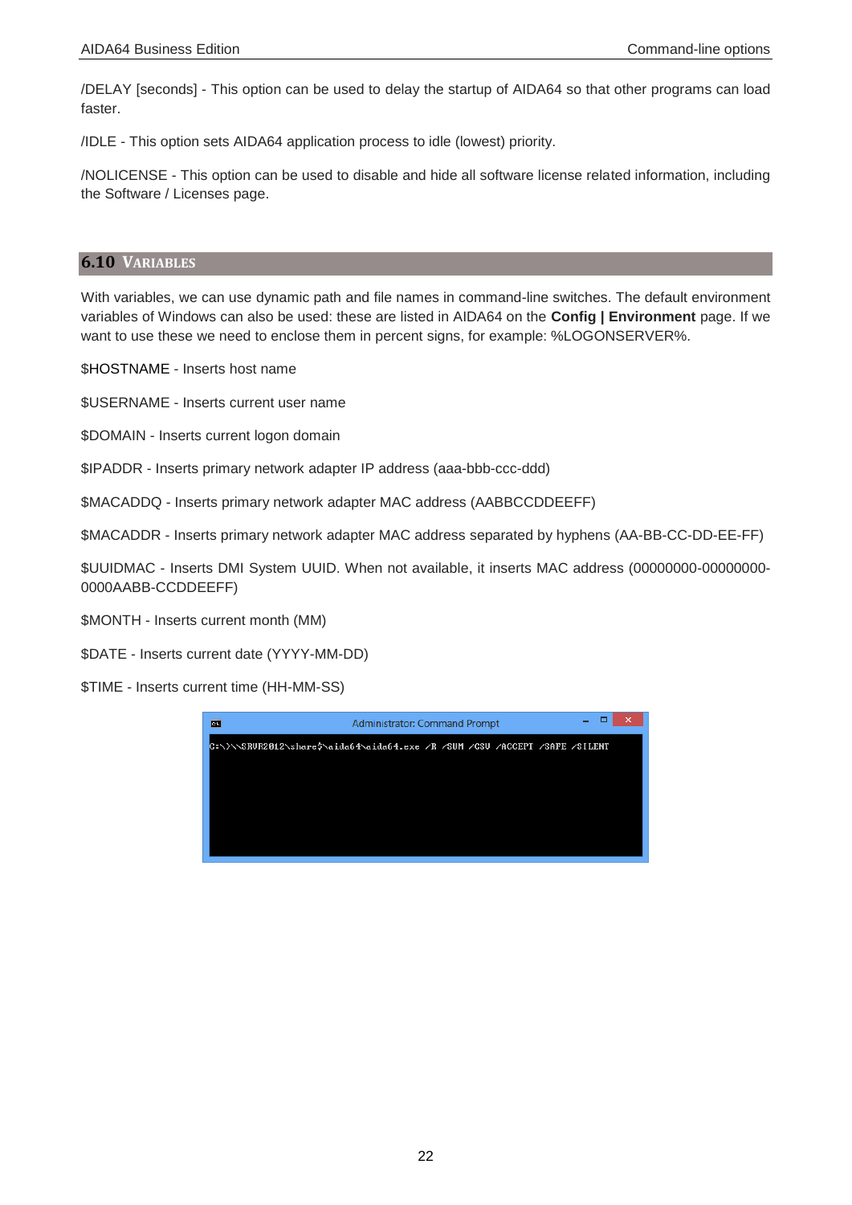/DELAY [seconds] - This option can be used to delay the startup of AIDA64 so that other programs can load faster.

/IDLE - This option sets AIDA64 application process to idle (lowest) priority.

/NOLICENSE - This option can be used to disable and hide all software license related information, including the Software / Licenses page.

## 6.10 Variables

With variables, we can use dynamic path and file names in command-line switches. The default environment variables of Windows can also be used: these are listed in AIDA64 on the **Config | Environment** page. If we want to use these we need to enclose them in percent signs, for example: %LOGONSERVER%.

$HOSTNAME - Inserts host name

$USERNAME - Inserts current user name

$DOMAIN - Inserts current logon domain

$IPADDR - Inserts primary network adapter IP address (aaa-bbb-ccc-ddd)

$MACADDQ - Inserts primary network adapter MAC address (AABBCCDDEEFF)

$MACADDR - Inserts primary network adapter MAC address separated by hyphens (AA-BB-CC-DD-EE-FF)

$UUIDMAC - Inserts DMI System UUID. When not available, it inserts MAC address (00000000-00000000-0000AABB-CCDDEEFF)

$MONTH - Inserts current month (MM)

$DATE - Inserts current date (YYYY-MM-DD)

$TIME - Inserts current time (HH-MM-SS)

Administrator: Command Prompt

```
C:\>\\SRVR2012\share$\aida64\aida64.exe /R /SUM /CSV /ACCEPT /SAFE /SILENT
```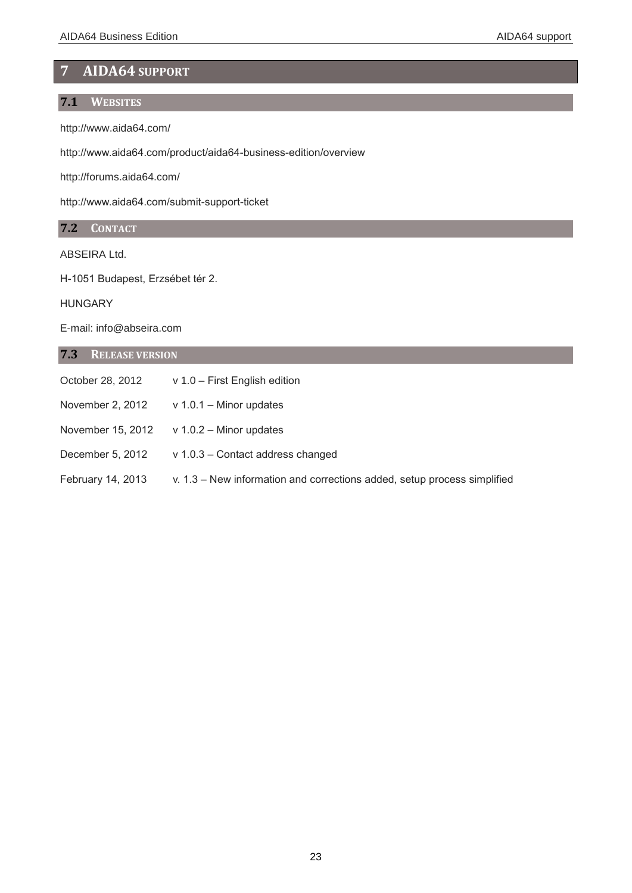# 7 AIDA64 SUPPORT

## 7.1 WEBSITES

http://www.aida64.com/

http://www.aida64.com/product/aida64-business-edition/overview

http://forums.aida64.com/

http://www.aida64.com/submit-support-ticket

## 7.2 CONTACT

ABSEIRA Ltd.

H-1051 Budapest, Erzsébet tér 2.

HUNGARY

E-mail: info@abseira.com

## 7.3 RELEASE VERSION

| | |
|---|---|
| October 28, 2012 | v 1.0 – First English edition |
| November 2, 2012 | v 1.0.1 – Minor updates |
| November 15, 2012 | v 1.0.2 – Minor updates |
| December 5, 2012 | v 1.0.3 – Contact address changed |
| February 14, 2013 | v. 1.3 – New information and corrections added, setup process simplified |